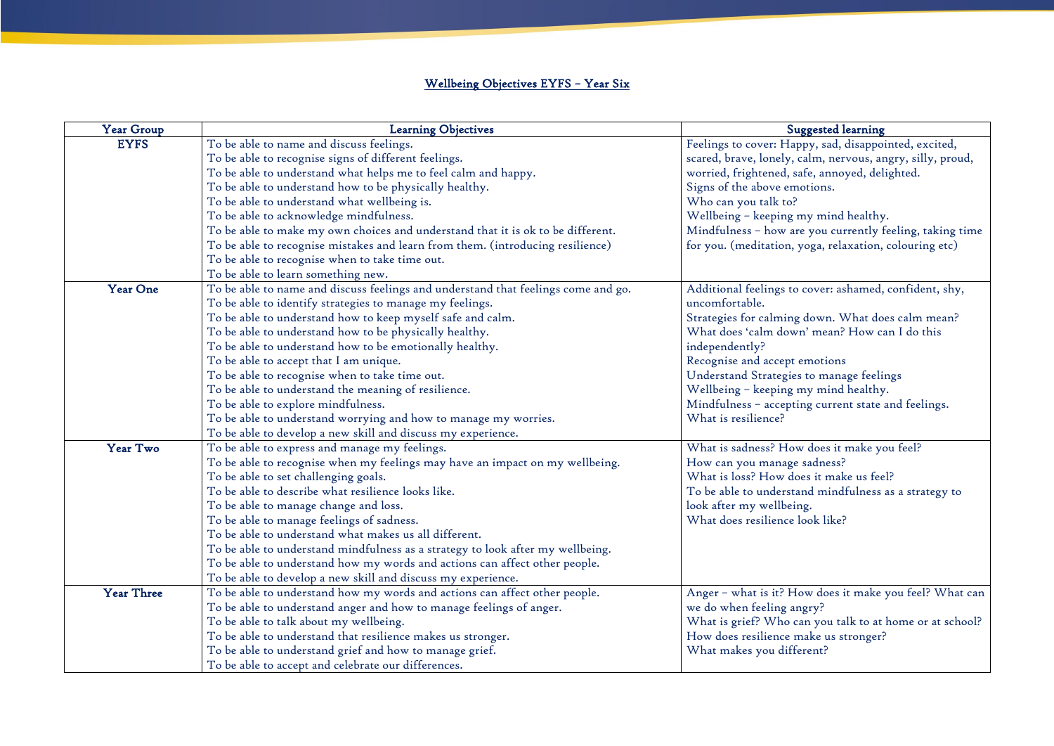## Wellbeing Objectives EYFS – Year Six

| Year Group | Learning Objectives | Suggested learning |
| --- | --- | --- |
| **EYFS** | To be able to name and discuss feelings.<br>To be able to recognise signs of different feelings.<br>To be able to understand what helps me to feel calm and happy.<br>To be able to understand how to be physically healthy.<br>To be able to understand what wellbeing is.<br>To be able to acknowledge mindfulness.<br>To be able to make my own choices and understand that it is ok to be different.<br>To be able to recognise mistakes and learn from them. (introducing resilience)<br>To be able to recognise when to take time out.<br>To be able to learn something new. | Feelings to cover: Happy, sad, disappointed, excited, scared, brave, lonely, calm, nervous, angry, silly, proud, worried, frightened, safe, annoyed, delighted.<br>Signs of the above emotions.<br>Who can you talk to?<br>Wellbeing – keeping my mind healthy.<br>Mindfulness – how are you currently feeling, taking time for you. (meditation, yoga, relaxation, colouring etc) |
| **Year One** | To be able to name and discuss feelings and understand that feelings come and go.<br>To be able to identify strategies to manage my feelings.<br>To be able to understand how to keep myself safe and calm.<br>To be able to understand how to be physically healthy.<br>To be able to understand how to be emotionally healthy.<br>To be able to accept that I am unique.<br>To be able to recognise when to take time out.<br>To be able to understand the meaning of resilience.<br>To be able to explore mindfulness.<br>To be able to understand worrying and how to manage my worries.<br>To be able to develop a new skill and discuss my experience. | Additional feelings to cover: ashamed, confident, shy, uncomfortable.<br>Strategies for calming down. What does calm mean?<br>What does 'calm down' mean? How can I do this independently?<br>Recognise and accept emotions<br>Understand Strategies to manage feelings<br>Wellbeing – keeping my mind healthy.<br>Mindfulness – accepting current state and feelings.<br>What is resilience? |
| **Year Two** | To be able to express and manage my feelings.<br>To be able to recognise when my feelings may have an impact on my wellbeing.<br>To be able to set challenging goals.<br>To be able to describe what resilience looks like.<br>To be able to manage change and loss.<br>To be able to manage feelings of sadness.<br>To be able to understand what makes us all different.<br>To be able to understand mindfulness as a strategy to look after my wellbeing.<br>To be able to understand how my words and actions can affect other people.<br>To be able to develop a new skill and discuss my experience. | What is sadness? How does it make you feel?<br>How can you manage sadness?<br>What is loss? How does it make us feel?<br>To be able to understand mindfulness as a strategy to look after my wellbeing.<br>What does resilience look like? |
| **Year Three** | To be able to understand how my words and actions can affect other people.<br>To be able to understand anger and how to manage feelings of anger.<br>To be able to talk about my wellbeing.<br>To be able to understand that resilience makes us stronger.<br>To be able to understand grief and how to manage grief.<br>To be able to accept and celebrate our differences. | Anger – what is it? How does it make you feel? What can we do when feeling angry?<br>What is grief? Who can you talk to at home or at school?<br>How does resilience make us stronger?<br>What makes you different? |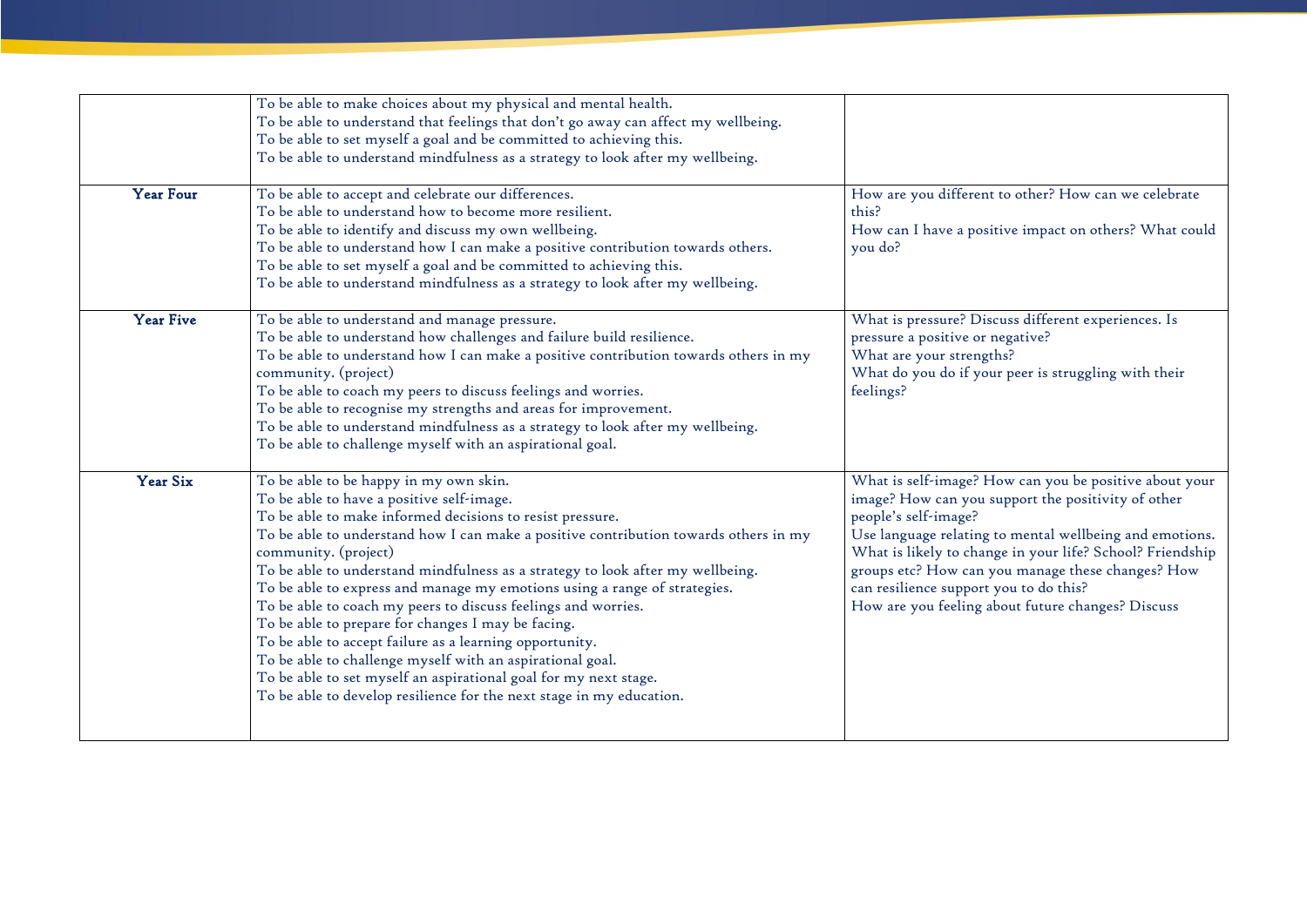| | | |
|---|---|---|
| | To be able to make choices about my physical and mental health.<br>To be able to understand that feelings that don't go away can affect my wellbeing.<br>To be able to set myself a goal and be committed to achieving this.<br>To be able to understand mindfulness as a strategy to look after my wellbeing. | |
| **Year Four** | To be able to accept and celebrate our differences.<br>To be able to understand how to become more resilient.<br>To be able to identify and discuss my own wellbeing.<br>To be able to understand how I can make a positive contribution towards others.<br>To be able to set myself a goal and be committed to achieving this.<br>To be able to understand mindfulness as a strategy to look after my wellbeing. | How are you different to other? How can we celebrate this?<br>How can I have a positive impact on others? What could you do? |
| **Year Five** | To be able to understand and manage pressure.<br>To be able to understand how challenges and failure build resilience.<br>To be able to understand how I can make a positive contribution towards others in my community. (project)<br>To be able to coach my peers to discuss feelings and worries.<br>To be able to recognise my strengths and areas for improvement.<br>To be able to understand mindfulness as a strategy to look after my wellbeing.<br>To be able to challenge myself with an aspirational goal. | What is pressure? Discuss different experiences. Is pressure a positive or negative?<br>What are your strengths?<br>What do you do if your peer is struggling with their feelings? |
| **Year Six** | To be able to be happy in my own skin.<br>To be able to have a positive self-image.<br>To be able to make informed decisions to resist pressure.<br>To be able to understand how I can make a positive contribution towards others in my community. (project)<br>To be able to understand mindfulness as a strategy to look after my wellbeing.<br>To be able to express and manage my emotions using a range of strategies.<br>To be able to coach my peers to discuss feelings and worries.<br>To be able to prepare for changes I may be facing.<br>To be able to accept failure as a learning opportunity.<br>To be able to challenge myself with an aspirational goal.<br>To be able to set myself an aspirational goal for my next stage.<br>To be able to develop resilience for the next stage in my education. | What is self-image? How can you be positive about your image? How can you support the positivity of other people's self-image?<br>Use language relating to mental wellbeing and emotions.<br>What is likely to change in your life? School? Friendship groups etc? How can you manage these changes? How can resilience support you to do this?<br>How are you feeling about future changes? Discuss |